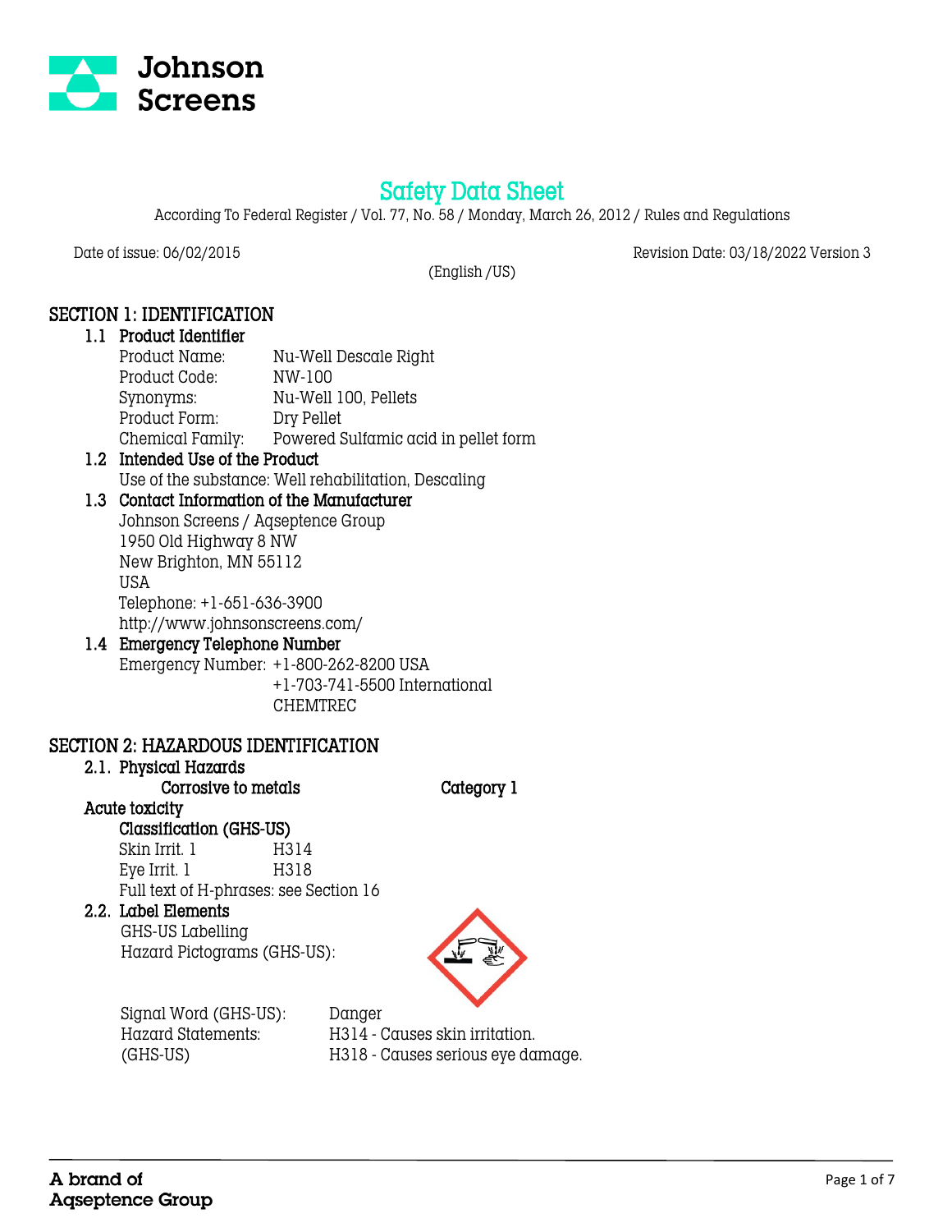Johnson Screens

# Safety Data Sheet

According To Federal Register / Vol. 77, No. 58 / Monday, March 26, 2012 / Rules and Regulations

Date of issue: 06/02/2015 Revision Date: 03/18/2022 Version 3

(English /US)

## SECTION 1: IDENTIFICATION

### 1.1 Product Identifier

| | |
|---|---|
| Product Name: | Nu-Well Descale Right |
| Product Code: | NW-100 |
| Synonyms: | Nu-Well 100, Pellets |
| Product Form: | Dry Pellet |
| Chemical Family: | Powered Sulfamic acid in pellet form |

### 1.2 Intended Use of the Product

Use of the substance: Well rehabilitation, Descaling

### 1.3 Contact Information of the Manufacturer

Johnson Screens / Aqseptence Group
1950 Old Highway 8 NW
New Brighton, MN 55112
USA
Telephone: +1-651-636-3900
http://www.johnsonscreens.com/

### 1.4 Emergency Telephone Number

Emergency Number: +1-800-262-8200 USA
+1-703-741-5500 International
CHEMTREC

## SECTION 2: HAZARDOUS IDENTIFICATION

### 2.1. Physical Hazards

**Corrosive to metals** **Category 1**

**Acute toxicity**

**Classification (GHS-US)**

| | |
|---|---|
| Skin Irrit. 1 | H314 |
| Eye Irrit. 1 | H318 |

Full text of H-phrases: see Section 16

### 2.2. Label Elements

GHS-US Labelling

Hazard Pictograms (GHS-US):

| | |
|---|---|
| Signal Word (GHS-US): | Danger |
| Hazard Statements: (GHS-US) | H314 - Causes skin irritation.<br>H318 - Causes serious eye damage. |

A brand of Aqseptence Group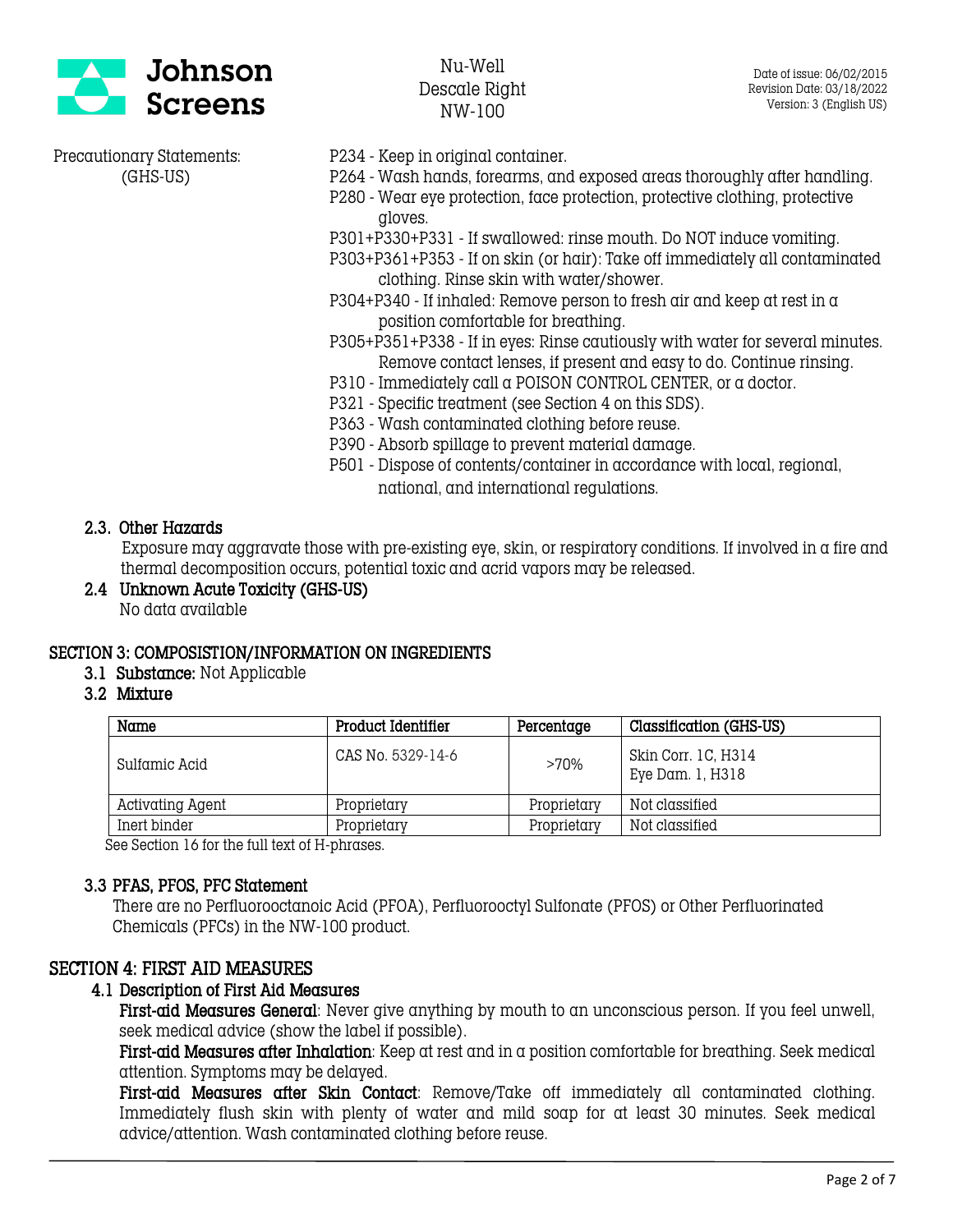Precautionary Statements: (GHS-US)

- P234 - Keep in original container.
- P264 - Wash hands, forearms, and exposed areas thoroughly after handling.
- P280 - Wear eye protection, face protection, protective clothing, protective gloves.
- P301+P330+P331 - If swallowed: rinse mouth. Do NOT induce vomiting.
- P303+P361+P353 - If on skin (or hair): Take off immediately all contaminated clothing. Rinse skin with water/shower.
- P304+P340 - If inhaled: Remove person to fresh air and keep at rest in a position comfortable for breathing.
- P305+P351+P338 - If in eyes: Rinse cautiously with water for several minutes. Remove contact lenses, if present and easy to do. Continue rinsing.
- P310 - Immediately call a POISON CONTROL CENTER, or a doctor.
- P321 - Specific treatment (see Section 4 on this SDS).
- P363 - Wash contaminated clothing before reuse.
- P390 - Absorb spillage to prevent material damage.
- P501 - Dispose of contents/container in accordance with local, regional, national, and international regulations.

### 2.3. Other Hazards

Exposure may aggravate those with pre-existing eye, skin, or respiratory conditions. If involved in a fire and thermal decomposition occurs, potential toxic and acrid vapors may be released.

### 2.4 Unknown Acute Toxicity (GHS-US)

No data available

## SECTION 3: COMPOSISTION/INFORMATION ON INGREDIENTS

### 3.1 Substance: Not Applicable

### 3.2 Mixture

| Name | Product Identifier | Percentage | Classification (GHS-US) |
|---|---|---|---|
| Sulfamic Acid | CAS No. 5329-14-6 | >70% | Skin Corr. 1C, H314<br>Eye Dam. 1, H318 |
| Activating Agent | Proprietary | Proprietary | Not classified |
| Inert binder | Proprietary | Proprietary | Not classified |

See Section 16 for the full text of H-phrases.

### 3.3 PFAS, PFOS, PFC Statement

There are no Perfluorooctanoic Acid (PFOA), Perfluorooctyl Sulfonate (PFOS) or Other Perfluorinated Chemicals (PFCs) in the NW-100 product.

## SECTION 4: FIRST AID MEASURES

### 4.1 Description of First Aid Measures

**First-aid Measures General**: Never give anything by mouth to an unconscious person. If you feel unwell, seek medical advice (show the label if possible).

**First-aid Measures after Inhalation**: Keep at rest and in a position comfortable for breathing. Seek medical attention. Symptoms may be delayed.

**First-aid Measures after Skin Contact**: Remove/Take off immediately all contaminated clothing. Immediately flush skin with plenty of water and mild soap for at least 30 minutes. Seek medical advice/attention. Wash contaminated clothing before reuse.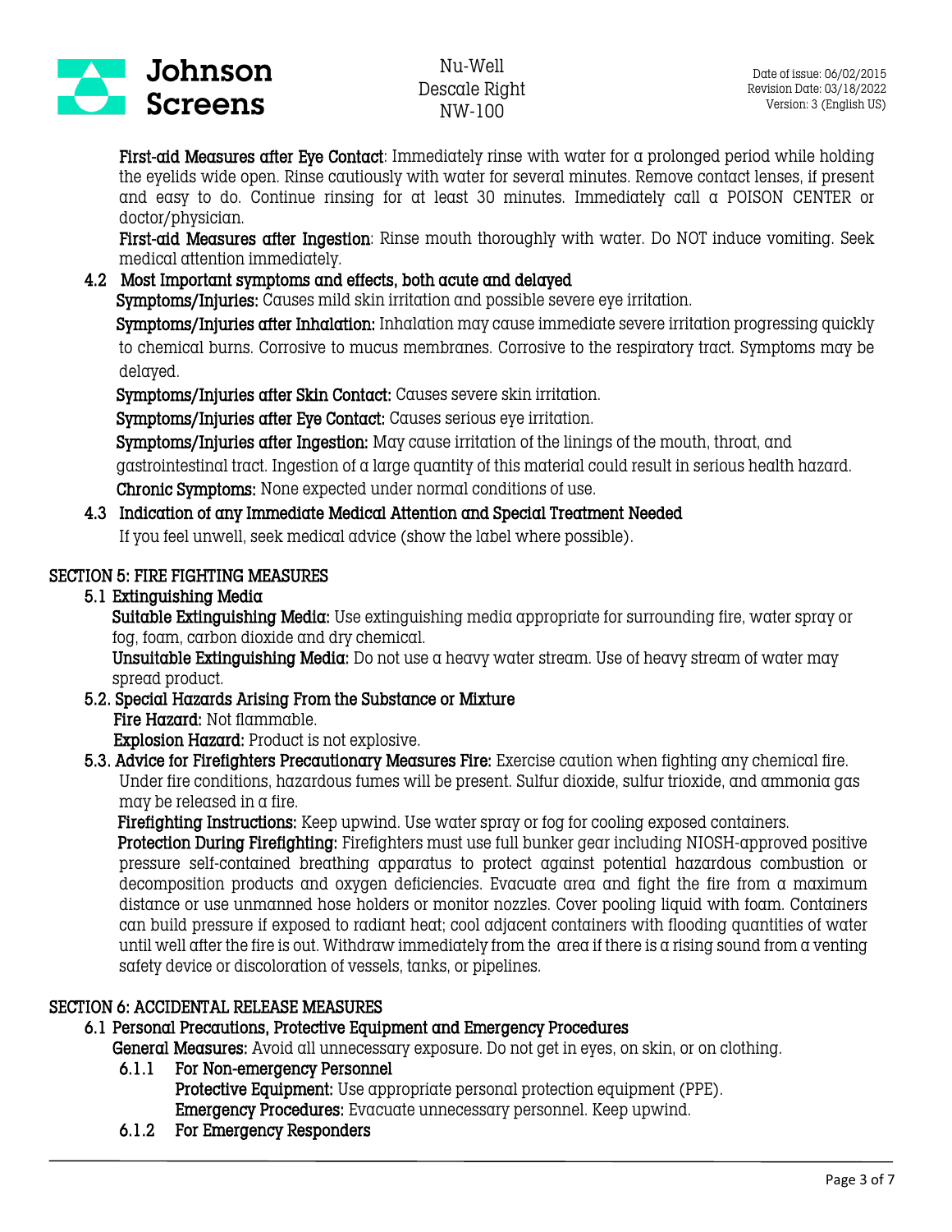**First-aid Measures after Eye Contact**: Immediately rinse with water for a prolonged period while holding the eyelids wide open. Rinse cautiously with water for several minutes. Remove contact lenses, if present and easy to do. Continue rinsing for at least 30 minutes. Immediately call a POISON CENTER or doctor/physician.

**First-aid Measures after Ingestion**: Rinse mouth thoroughly with water. Do NOT induce vomiting. Seek medical attention immediately.

### 4.2 Most Important symptoms and effects, both acute and delayed

**Symptoms/Injuries:** Causes mild skin irritation and possible severe eye irritation.

**Symptoms/Injuries after Inhalation:** Inhalation may cause immediate severe irritation progressing quickly to chemical burns. Corrosive to mucus membranes. Corrosive to the respiratory tract. Symptoms may be delayed.

**Symptoms/Injuries after Skin Contact:** Causes severe skin irritation.

**Symptoms/Injuries after Eye Contact:** Causes serious eye irritation.

**Symptoms/Injuries after Ingestion:** May cause irritation of the linings of the mouth, throat, and gastrointestinal tract. Ingestion of a large quantity of this material could result in serious health hazard.

**Chronic Symptoms:** None expected under normal conditions of use.

### 4.3 Indication of any Immediate Medical Attention and Special Treatment Needed

If you feel unwell, seek medical advice (show the label where possible).

## SECTION 5: FIRE FIGHTING MEASURES

### 5.1 Extinguishing Media

**Suitable Extinguishing Media:** Use extinguishing media appropriate for surrounding fire, water spray or fog, foam, carbon dioxide and dry chemical.

**Unsuitable Extinguishing Media:** Do not use a heavy water stream. Use of heavy stream of water may spread product.

### 5.2. Special Hazards Arising From the Substance or Mixture

**Fire Hazard:** Not flammable.

**Explosion Hazard:** Product is not explosive.

### 5.3. Advice for Firefighters Precautionary Measures Fire:

Exercise caution when fighting any chemical fire. Under fire conditions, hazardous fumes will be present. Sulfur dioxide, sulfur trioxide, and ammonia gas may be released in a fire.

**Firefighting Instructions:** Keep upwind. Use water spray or fog for cooling exposed containers.

**Protection During Firefighting:** Firefighters must use full bunker gear including NIOSH-approved positive pressure self-contained breathing apparatus to protect against potential hazardous combustion or decomposition products and oxygen deficiencies. Evacuate area and fight the fire from a maximum distance or use unmanned hose holders or monitor nozzles. Cover pooling liquid with foam. Containers can build pressure if exposed to radiant heat; cool adjacent containers with flooding quantities of water until well after the fire is out. Withdraw immediately from the area if there is a rising sound from a venting safety device or discoloration of vessels, tanks, or pipelines.

## SECTION 6: ACCIDENTAL RELEASE MEASURES

### 6.1 Personal Precautions, Protective Equipment and Emergency Procedures

**General Measures:** Avoid all unnecessary exposure. Do not get in eyes, on skin, or on clothing.

#### 6.1.1 For Non-emergency Personnel

**Protective Equipment:** Use appropriate personal protection equipment (PPE).

**Emergency Procedures:** Evacuate unnecessary personnel. Keep upwind.

#### 6.1.2 For Emergency Responders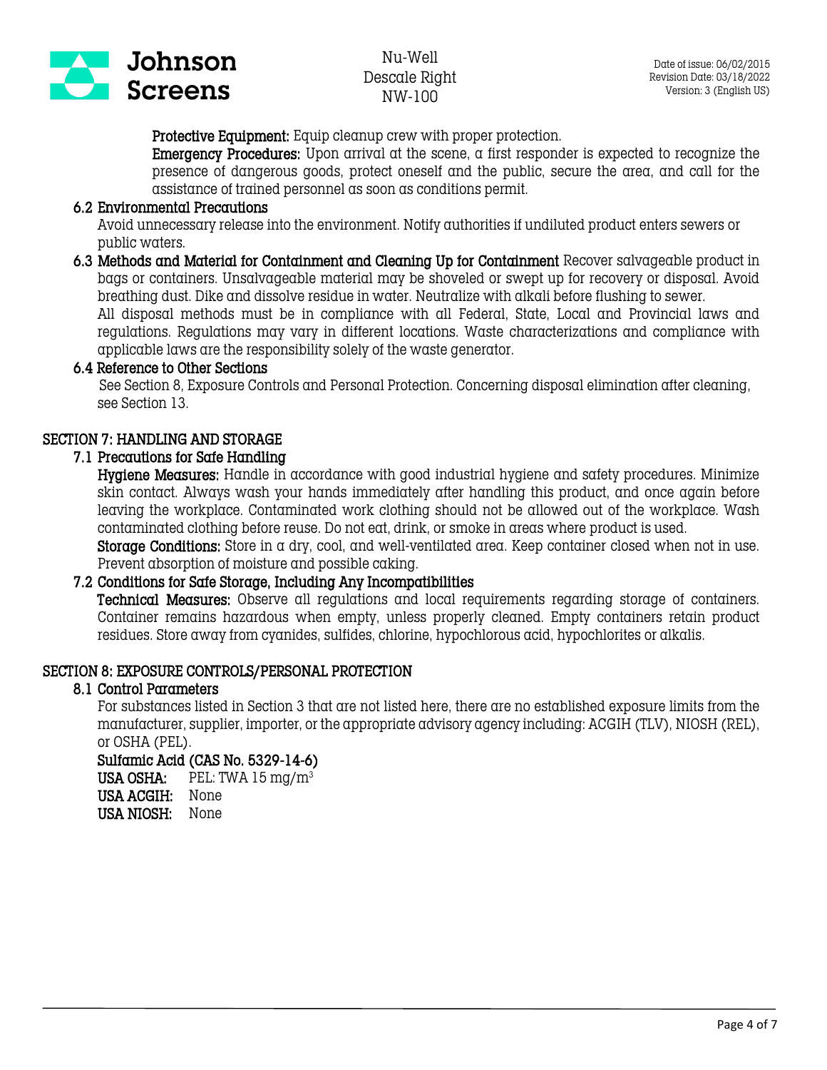**Protective Equipment:** Equip cleanup crew with proper protection.

**Emergency Procedures:** Upon arrival at the scene, a first responder is expected to recognize the presence of dangerous goods, protect oneself and the public, secure the area, and call for the assistance of trained personnel as soon as conditions permit.

### 6.2 Environmental Precautions

Avoid unnecessary release into the environment. Notify authorities if undiluted product enters sewers or public waters.

### 6.3 Methods and Material for Containment and Cleaning Up for Containment

Recover salvageable product in bags or containers. Unsalvageable material may be shoveled or swept up for recovery or disposal. Avoid breathing dust. Dike and dissolve residue in water. Neutralize with alkali before flushing to sewer.

All disposal methods must be in compliance with all Federal, State, Local and Provincial laws and regulations. Regulations may vary in different locations. Waste characterizations and compliance with applicable laws are the responsibility solely of the waste generator.

### 6.4 Reference to Other Sections

See Section 8, Exposure Controls and Personal Protection. Concerning disposal elimination after cleaning, see Section 13.

## SECTION 7: HANDLING AND STORAGE

### 7.1 Precautions for Safe Handling

**Hygiene Measures:** Handle in accordance with good industrial hygiene and safety procedures. Minimize skin contact. Always wash your hands immediately after handling this product, and once again before leaving the workplace. Contaminated work clothing should not be allowed out of the workplace. Wash contaminated clothing before reuse. Do not eat, drink, or smoke in areas where product is used.

**Storage Conditions:** Store in a dry, cool, and well-ventilated area. Keep container closed when not in use. Prevent absorption of moisture and possible caking.

### 7.2 Conditions for Safe Storage, Including Any Incompatibilities

**Technical Measures:** Observe all regulations and local requirements regarding storage of containers. Container remains hazardous when empty, unless properly cleaned. Empty containers retain product residues. Store away from cyanides, sulfides, chlorine, hypochlorous acid, hypochlorites or alkalis.

## SECTION 8: EXPOSURE CONTROLS/PERSONAL PROTECTION

### 8.1 Control Parameters

For substances listed in Section 3 that are not listed here, there are no established exposure limits from the manufacturer, supplier, importer, or the appropriate advisory agency including: ACGIH (TLV), NIOSH (REL), or OSHA (PEL).

**Sulfamic Acid (CAS No. 5329-14-6)**

**USA OSHA:** PEL: TWA 15 $mg/m^3$

**USA ACGIH:** None

**USA NIOSH:** None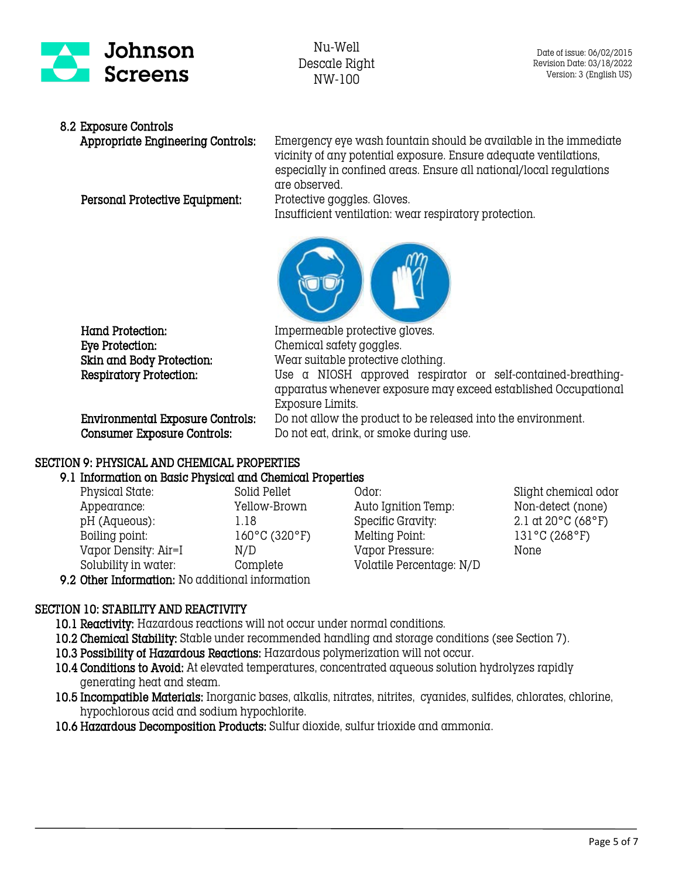### 8.2 Exposure Controls

**Appropriate Engineering Controls:** Emergency eye wash fountain should be available in the immediate vicinity of any potential exposure. Ensure adequate ventilations, especially in confined areas. Ensure all national/local regulations are observed.

**Personal Protective Equipment:** Protective goggles. Gloves.
Insufficient ventilation: wear respiratory protection.

**Hand Protection:** Impermeable protective gloves.

**Eye Protection:** Chemical safety goggles.

**Skin and Body Protection:** Wear suitable protective clothing.

**Respiratory Protection:** Use a NIOSH approved respirator or self-contained-breathing-apparatus whenever exposure may exceed established Occupational Exposure Limits.

**Environmental Exposure Controls:** Do not allow the product to be released into the environment.

**Consumer Exposure Controls:** Do not eat, drink, or smoke during use.

## SECTION 9: PHYSICAL AND CHEMICAL PROPERTIES

### 9.1 Information on Basic Physical and Chemical Properties

| | | | |
|---|---|---|---|
| Physical State: | Solid Pellet | Odor: | Slight chemical odor |
| Appearance: | Yellow-Brown | Auto Ignition Temp: | Non-detect (none) |
| pH (Aqueous): | 1.18 | Specific Gravity: | 2.1 at 20°C (68°F) |
| Boiling point: | 160°C (320°F) | Melting Point: | 131°C (268°F) |
| Vapor Density: Air=I | N/D | Vapor Pressure: | None |
| Solubility in water: | Complete | Volatile Percentage: N/D | |

**9.2 Other Information:** No additional information

## SECTION 10: STABILITY AND REACTIVITY

**10.1 Reactivity:** Hazardous reactions will not occur under normal conditions.

**10.2 Chemical Stability:** Stable under recommended handling and storage conditions (see Section 7).

**10.3 Possibility of Hazardous Reactions:** Hazardous polymerization will not occur.

**10.4 Conditions to Avoid:** At elevated temperatures, concentrated aqueous solution hydrolyzes rapidly generating heat and steam.

**10.5 Incompatible Materials:** Inorganic bases, alkalis, nitrates, nitrites, cyanides, sulfides, chlorates, chlorine, hypochlorous acid and sodium hypochlorite.

**10.6 Hazardous Decomposition Products:** Sulfur dioxide, sulfur trioxide and ammonia.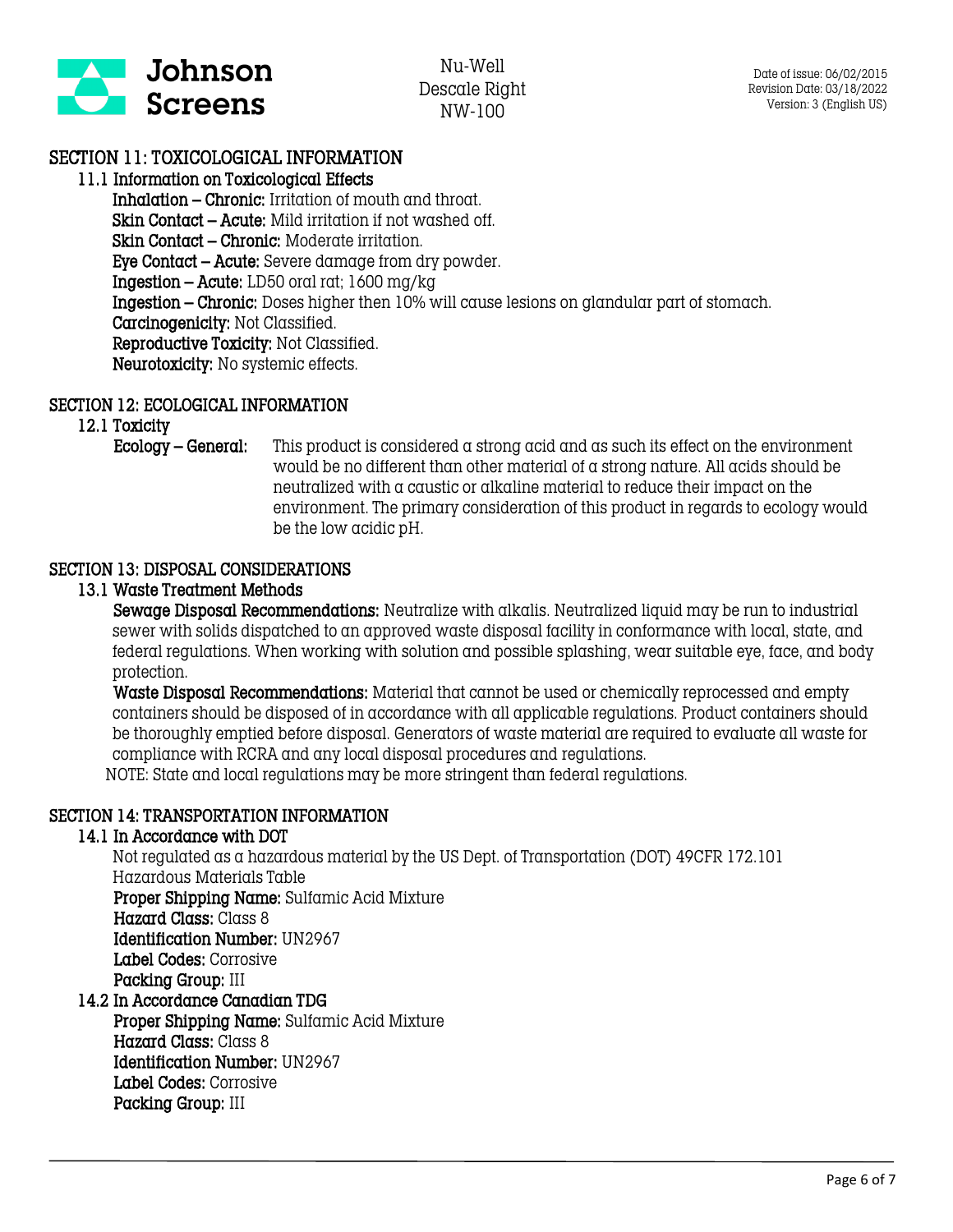## SECTION 11: TOXICOLOGICAL INFORMATION

### 11.1 Information on Toxicological Effects

**Inhalation – Chronic:** Irritation of mouth and throat.

**Skin Contact – Acute:** Mild irritation if not washed off.

**Skin Contact – Chronic:** Moderate irritation.

**Eye Contact – Acute:** Severe damage from dry powder.

**Ingestion – Acute:** LD50 oral rat; 1600 mg/kg

**Ingestion – Chronic:** Doses higher then 10% will cause lesions on glandular part of stomach.

**Carcinogenicity:** Not Classified.

**Reproductive Toxicity:** Not Classified.

**Neurotoxicity:** No systemic effects.

## SECTION 12: ECOLOGICAL INFORMATION

### 12.1 Toxicity

**Ecology – General:** This product is considered a strong acid and as such its effect on the environment would be no different than other material of a strong nature. All acids should be neutralized with a caustic or alkaline material to reduce their impact on the environment. The primary consideration of this product in regards to ecology would be the low acidic pH.

## SECTION 13: DISPOSAL CONSIDERATIONS

### 13.1 Waste Treatment Methods

**Sewage Disposal Recommendations:** Neutralize with alkalis. Neutralized liquid may be run to industrial sewer with solids dispatched to an approved waste disposal facility in conformance with local, state, and federal regulations. When working with solution and possible splashing, wear suitable eye, face, and body protection.

**Waste Disposal Recommendations:** Material that cannot be used or chemically reprocessed and empty containers should be disposed of in accordance with all applicable regulations. Product containers should be thoroughly emptied before disposal. Generators of waste material are required to evaluate all waste for compliance with RCRA and any local disposal procedures and regulations.

NOTE: State and local regulations may be more stringent than federal regulations.

## SECTION 14: TRANSPORTATION INFORMATION

### 14.1 In Accordance with DOT

Not regulated as a hazardous material by the US Dept. of Transportation (DOT) 49CFR 172.101 Hazardous Materials Table

**Proper Shipping Name:** Sulfamic Acid Mixture

**Hazard Class:** Class 8

**Identification Number:** UN2967

**Label Codes:** Corrosive

**Packing Group:** III

### 14.2 In Accordance Canadian TDG

**Proper Shipping Name:** Sulfamic Acid Mixture

**Hazard Class:** Class 8

**Identification Number:** UN2967

**Label Codes:** Corrosive

**Packing Group:** III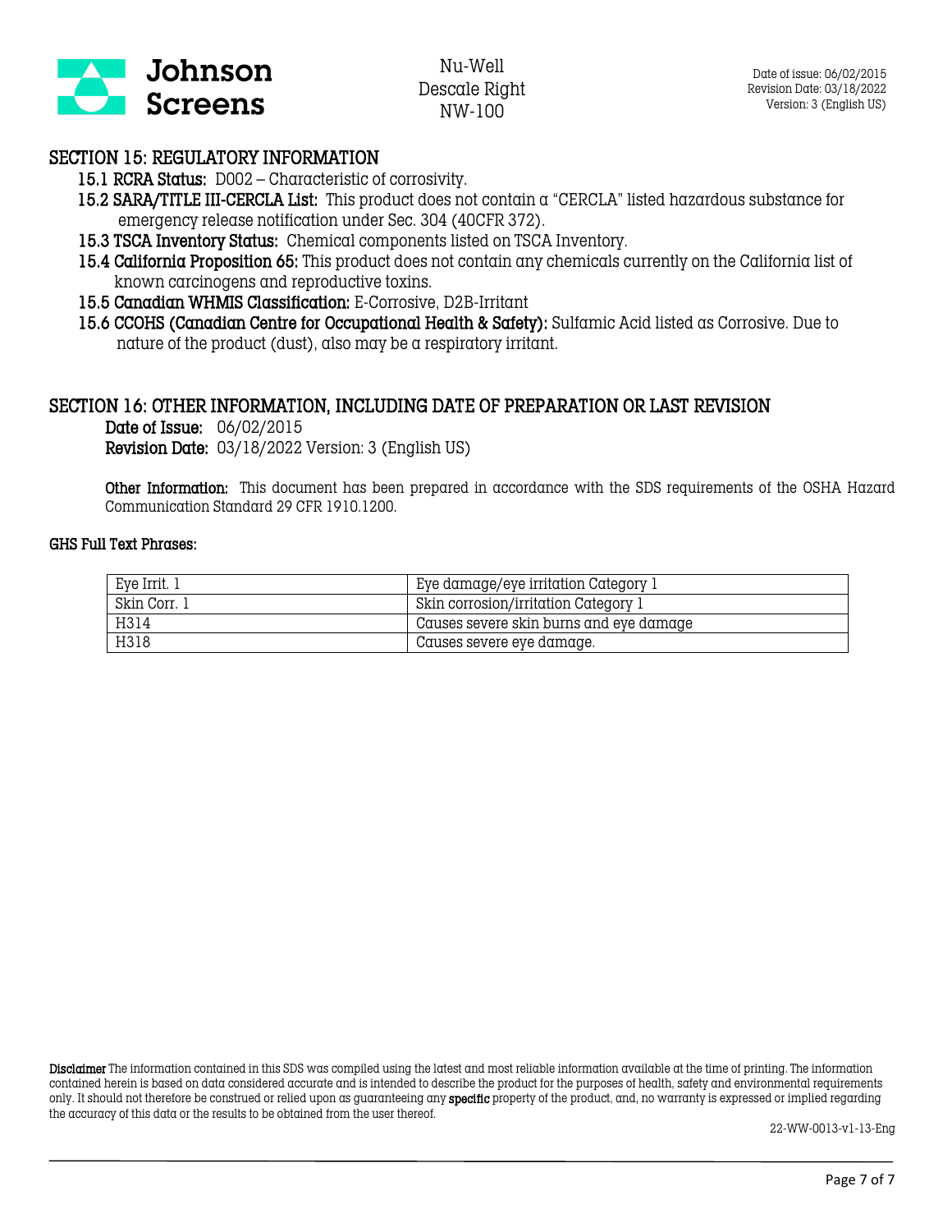## SECTION 15: REGULATORY INFORMATION

**15.1 RCRA Status:** D002 – Characteristic of corrosivity.

**15.2 SARA/TITLE III-CERCLA List:** This product does not contain a "CERCLA" listed hazardous substance for emergency release notification under Sec. 304 (40CFR 372).

**15.3 TSCA Inventory Status:** Chemical components listed on TSCA Inventory.

**15.4 California Proposition 65:** This product does not contain any chemicals currently on the California list of known carcinogens and reproductive toxins.

**15.5 Canadian WHMIS Classification:** E-Corrosive, D2B-Irritant

**15.6 CCOHS (Canadian Centre for Occupational Health & Safety):** Sulfamic Acid listed as Corrosive. Due to nature of the product (dust), also may be a respiratory irritant.

## SECTION 16: OTHER INFORMATION, INCLUDING DATE OF PREPARATION OR LAST REVISION

**Date of Issue:** 06/02/2015

**Revision Date:** 03/18/2022 Version: 3 (English US)

**Other Information:** This document has been prepared in accordance with the SDS requirements of the OSHA Hazard Communication Standard 29 CFR 1910.1200.

**GHS Full Text Phrases:**

| | |
|---|---|
| Eye Irrit. 1 | Eye damage/eye irritation Category 1 |
| Skin Corr. 1 | Skin corrosion/irritation Category 1 |
| H314 | Causes severe skin burns and eye damage |
| H318 | Causes severe eye damage. |

**Disclaimer** The information contained in this SDS was compiled using the latest and most reliable information available at the time of printing. The information contained herein is based on data considered accurate and is intended to describe the product for the purposes of health, safety and environmental requirements only. It should not therefore be construed or relied upon as guaranteeing any **specific** property of the product, and, no warranty is expressed or implied regarding the accuracy of this data or the results to be obtained from the user thereof.

22-WW-0013-v1-13-Eng